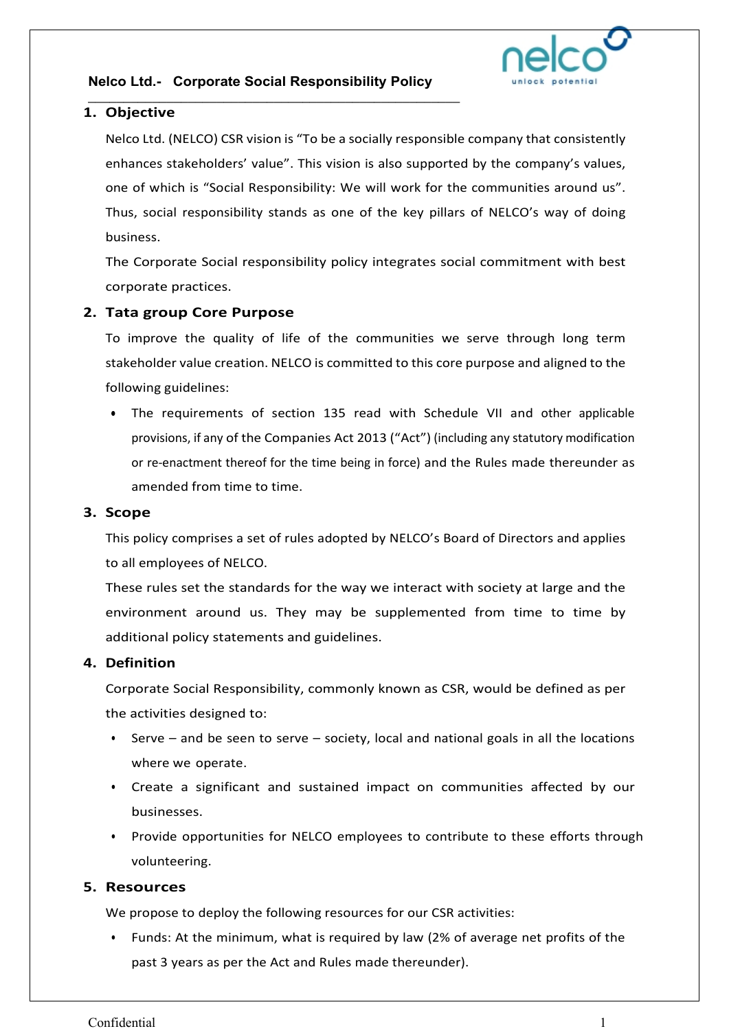# Nelco Ltd.- Corporate Social Responsibility Policy

## 1. Objective

Nelco Ltd. (NELCO) CSR vision is "To be a socially responsible company that consistently enhances stakeholders' value". This vision is also supported by the company's values, one of which is "Social Responsibility: We will work for the communities around us". Thus, social responsibility stands as one of the key pillars of NELCO's way of doing business.

The Corporate Social responsibility policy integrates social commitment with best corporate practices.

## 2. Tata group Core Purpose

To improve the quality of life of the communities we serve through long term stakeholder value creation. NELCO is committed to this core purpose and aligned to the following guidelines:

- The requirements of section 135 read with Schedule VII and other applicable provisions, if any of the Companies Act 2013 ("Act") (including any statutory modification or re-enactment thereof for the time being in force) and the Rules made thereunder as amended from time to time.

## 3. Scope

This policy comprises a set of rules adopted by NELCO's Board of Directors and applies to all employees of NELCO.

These rules set the standards for the way we interact with society at large and the environment around us. They may be supplemented from time to time by additional policy statements and guidelines.

## 4. Definition

Corporate Social Responsibility, commonly known as CSR, would be defined as per the activities designed to:

- Serve – and be seen to serve – society, local and national goals in all the locations where we operate.
- Create a significant and sustained impact on communities affected by our businesses.
- Provide opportunities for NELCO employees to contribute to these efforts through volunteering.

## 5. Resources

We propose to deploy the following resources for our CSR activities:

- Funds: At the minimum, what is required by law (2% of average net profits of the past 3 years as per the Act and Rules made thereunder).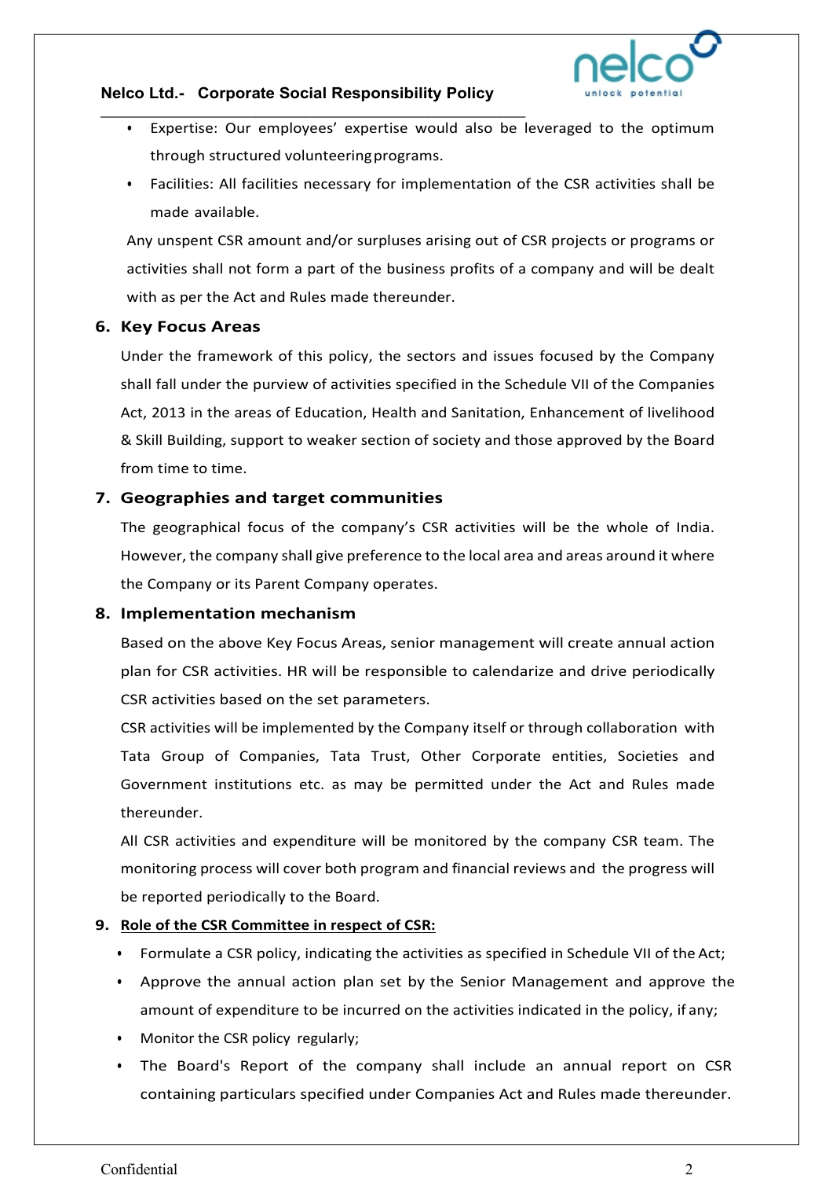- Expertise: Our employees' expertise would also be leveraged to the optimum through structured volunteering programs.
- Facilities: All facilities necessary for implementation of the CSR activities shall be made available.

Any unspent CSR amount and/or surpluses arising out of CSR projects or programs or activities shall not form a part of the business profits of a company and will be dealt with as per the Act and Rules made thereunder.

## 6. Key Focus Areas

Under the framework of this policy, the sectors and issues focused by the Company shall fall under the purview of activities specified in the Schedule VII of the Companies Act, 2013 in the areas of Education, Health and Sanitation, Enhancement of livelihood & Skill Building, support to weaker section of society and those approved by the Board from time to time.

## 7. Geographies and target communities

The geographical focus of the company's CSR activities will be the whole of India. However, the company shall give preference to the local area and areas around it where the Company or its Parent Company operates.

## 8. Implementation mechanism

Based on the above Key Focus Areas, senior management will create annual action plan for CSR activities. HR will be responsible to calendarize and drive periodically CSR activities based on the set parameters.

CSR activities will be implemented by the Company itself or through collaboration with Tata Group of Companies, Tata Trust, Other Corporate entities, Societies and Government institutions etc. as may be permitted under the Act and Rules made thereunder.

All CSR activities and expenditure will be monitored by the company CSR team. The monitoring process will cover both program and financial reviews and the progress will be reported periodically to the Board.

## 9. Role of the CSR Committee in respect of CSR:

- Formulate a CSR policy, indicating the activities as specified in Schedule VII of the Act;
- Approve the annual action plan set by the Senior Management and approve the amount of expenditure to be incurred on the activities indicated in the policy, if any;
- Monitor the CSR policy regularly;
- The Board's Report of the company shall include an annual report on CSR containing particulars specified under Companies Act and Rules made thereunder.